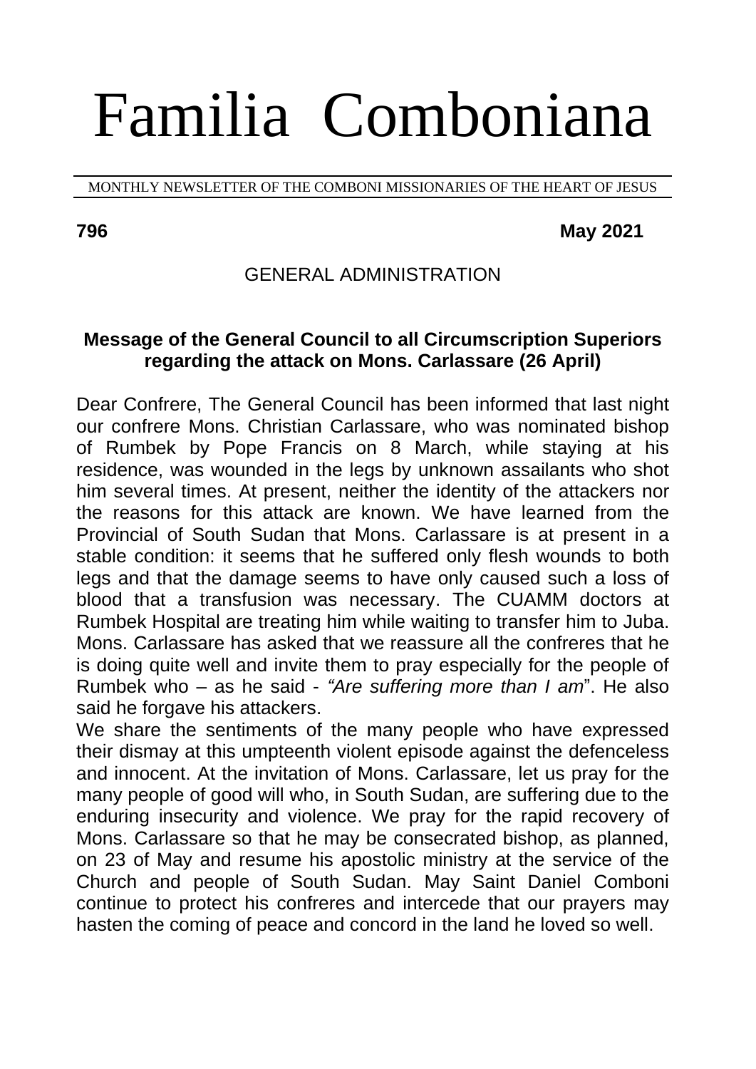# Familia Comboniana

MONTHLY NEWSLETTER OF THE COMBONI MISSIONARIES OF THE HEART OF JESUS

**796** **May 2021**

## GENERAL ADMINISTRATION

### Message of the General Council to all Circumscription Superiors regarding the attack on Mons. Carlassare (26 April)

Dear Confrere, The General Council has been informed that last night our confrere Mons. Christian Carlassare, who was nominated bishop of Rumbek by Pope Francis on 8 March, while staying at his residence, was wounded in the legs by unknown assailants who shot him several times. At present, neither the identity of the attackers nor the reasons for this attack are known. We have learned from the Provincial of South Sudan that Mons. Carlassare is at present in a stable condition: it seems that he suffered only flesh wounds to both legs and that the damage seems to have only caused such a loss of blood that a transfusion was necessary. The CUAMM doctors at Rumbek Hospital are treating him while waiting to transfer him to Juba. Mons. Carlassare has asked that we reassure all the confreres that he is doing quite well and invite them to pray especially for the people of Rumbek who – as he said - *"Are suffering more than I am*". He also said he forgave his attackers.

We share the sentiments of the many people who have expressed their dismay at this umpteenth violent episode against the defenceless and innocent. At the invitation of Mons. Carlassare, let us pray for the many people of good will who, in South Sudan, are suffering due to the enduring insecurity and violence. We pray for the rapid recovery of Mons. Carlassare so that he may be consecrated bishop, as planned, on 23 of May and resume his apostolic ministry at the service of the Church and people of South Sudan. May Saint Daniel Comboni continue to protect his confreres and intercede that our prayers may hasten the coming of peace and concord in the land he loved so well.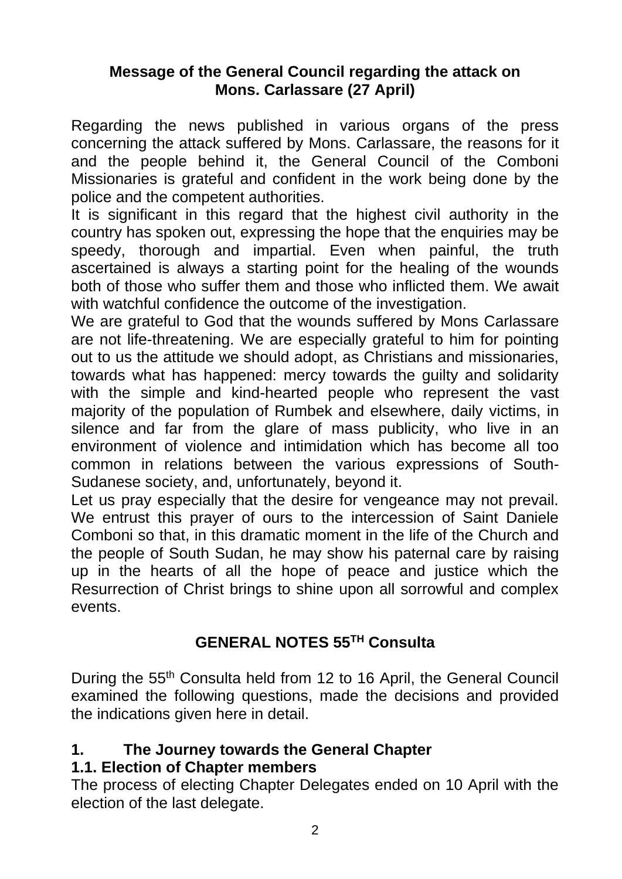**Message of the General Council regarding the attack on Mons. Carlassare (27 April)**

Regarding the news published in various organs of the press concerning the attack suffered by Mons. Carlassare, the reasons for it and the people behind it, the General Council of the Comboni Missionaries is grateful and confident in the work being done by the police and the competent authorities.

It is significant in this regard that the highest civil authority in the country has spoken out, expressing the hope that the enquiries may be speedy, thorough and impartial. Even when painful, the truth ascertained is always a starting point for the healing of the wounds both of those who suffer them and those who inflicted them. We await with watchful confidence the outcome of the investigation.

We are grateful to God that the wounds suffered by Mons Carlassare are not life-threatening. We are especially grateful to him for pointing out to us the attitude we should adopt, as Christians and missionaries, towards what has happened: mercy towards the guilty and solidarity with the simple and kind-hearted people who represent the vast majority of the population of Rumbek and elsewhere, daily victims, in silence and far from the glare of mass publicity, who live in an environment of violence and intimidation which has become all too common in relations between the various expressions of South-Sudanese society, and, unfortunately, beyond it.

Let us pray especially that the desire for vengeance may not prevail. We entrust this prayer of ours to the intercession of Saint Daniele Comboni so that, in this dramatic moment in the life of the Church and the people of South Sudan, he may show his paternal care by raising up in the hearts of all the hope of peace and justice which the Resurrection of Christ brings to shine upon all sorrowful and complex events.

## GENERAL NOTES 55TH Consulta

During the 55th Consulta held from 12 to 16 April, the General Council examined the following questions, made the decisions and provided the indications given here in detail.

### 1. The Journey towards the General Chapter

#### 1.1. Election of Chapter members

The process of electing Chapter Delegates ended on 10 April with the election of the last delegate.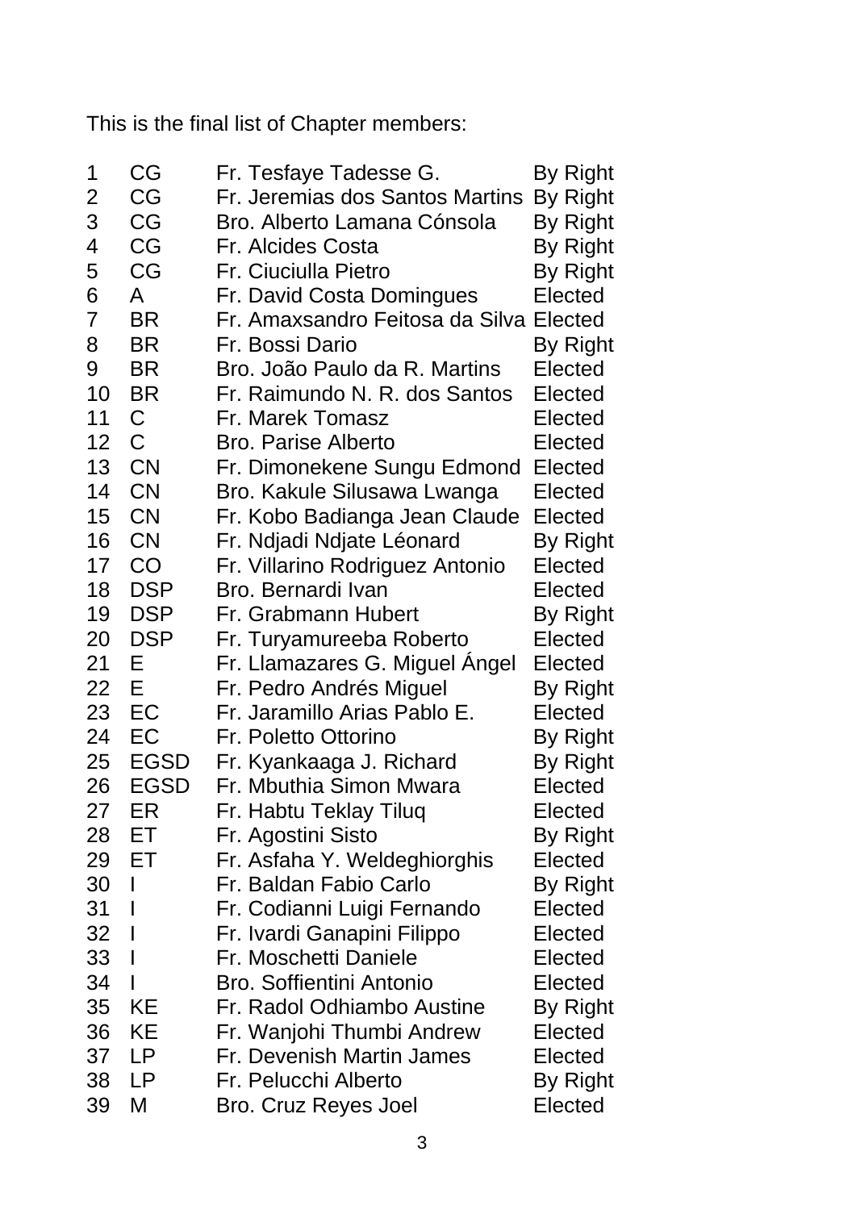This is the final list of Chapter members:

| | | | |
|---|---|---|---|
| 1 | CG | Fr. Tesfaye Tadesse G. | By Right |
| 2 | CG | Fr. Jeremias dos Santos Martins | By Right |
| 3 | CG | Bro. Alberto Lamana Cónsola | By Right |
| 4 | CG | Fr. Alcides Costa | By Right |
| 5 | CG | Fr. Ciuciulla Pietro | By Right |
| 6 | A | Fr. David Costa Domingues | Elected |
| 7 | BR | Fr. Amaxsandro Feitosa da Silva | Elected |
| 8 | BR | Fr. Bossi Dario | By Right |
| 9 | BR | Bro. João Paulo da R. Martins | Elected |
| 10 | BR | Fr. Raimundo N. R. dos Santos | Elected |
| 11 | C | Fr. Marek Tomasz | Elected |
| 12 | C | Bro. Parise Alberto | Elected |
| 13 | CN | Fr. Dimonekene Sungu Edmond | Elected |
| 14 | CN | Bro. Kakule Silusawa Lwanga | Elected |
| 15 | CN | Fr. Kobo Badianga Jean Claude | Elected |
| 16 | CN | Fr. Ndjadi Ndjate Léonard | By Right |
| 17 | CO | Fr. Villarino Rodriguez Antonio | Elected |
| 18 | DSP | Bro. Bernardi Ivan | Elected |
| 19 | DSP | Fr. Grabmann Hubert | By Right |
| 20 | DSP | Fr. Turyamureeba Roberto | Elected |
| 21 | E | Fr. Llamazares G. Miguel Ángel | Elected |
| 22 | E | Fr. Pedro Andrés Miguel | By Right |
| 23 | EC | Fr. Jaramillo Arias Pablo E. | Elected |
| 24 | EC | Fr. Poletto Ottorino | By Right |
| 25 | EGSD | Fr. Kyankaaga J. Richard | By Right |
| 26 | EGSD | Fr. Mbuthia Simon Mwara | Elected |
| 27 | ER | Fr. Habtu Teklay Tiluq | Elected |
| 28 | ET | Fr. Agostini Sisto | By Right |
| 29 | ET | Fr. Asfaha Y. Weldeghiorghis | Elected |
| 30 | I | Fr. Baldan Fabio Carlo | By Right |
| 31 | I | Fr. Codianni Luigi Fernando | Elected |
| 32 | I | Fr. Ivardi Ganapini Filippo | Elected |
| 33 | I | Fr. Moschetti Daniele | Elected |
| 34 | I | Bro. Soffientini Antonio | Elected |
| 35 | KE | Fr. Radol Odhiambo Austine | By Right |
| 36 | KE | Fr. Wanjohi Thumbi Andrew | Elected |
| 37 | LP | Fr. Devenish Martin James | Elected |
| 38 | LP | Fr. Pelucchi Alberto | By Right |
| 39 | M | Bro. Cruz Reyes Joel | Elected |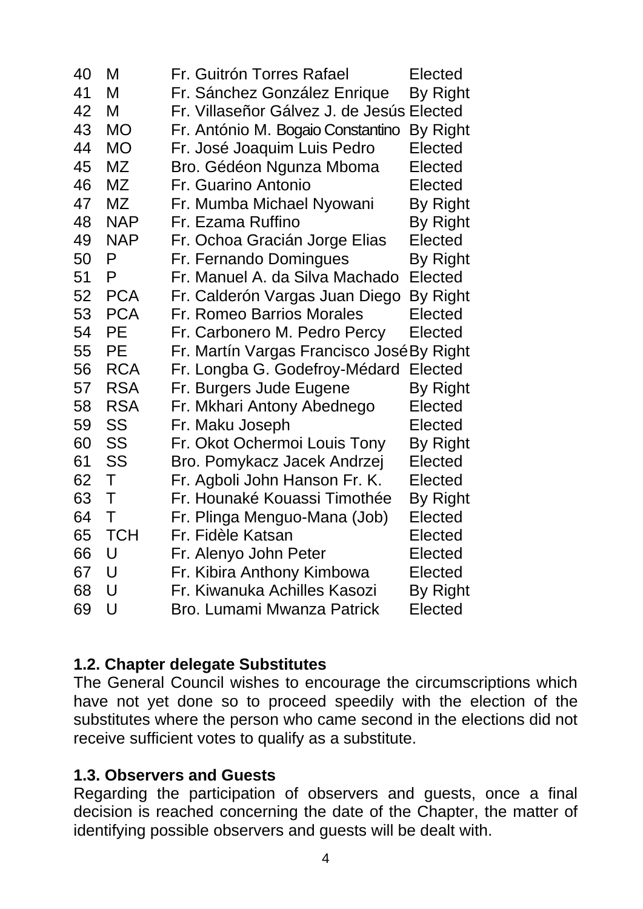| | | | |
|---|---|---|---|
| 40 | M | Fr. Guitrón Torres Rafael | Elected |
| 41 | M | Fr. Sánchez González Enrique | By Right |
| 42 | M | Fr. Villaseñor Gálvez J. de Jesús | Elected |
| 43 | MO | Fr. António M. Bogaio Constantino | By Right |
| 44 | MO | Fr. José Joaquim Luis Pedro | Elected |
| 45 | MZ | Bro. Gédéon Ngunza Mboma | Elected |
| 46 | MZ | Fr. Guarino Antonio | Elected |
| 47 | MZ | Fr. Mumba Michael Nyowani | By Right |
| 48 | NAP | Fr. Ezama Ruffino | By Right |
| 49 | NAP | Fr. Ochoa Gracián Jorge Elias | Elected |
| 50 | P | Fr. Fernando Domingues | By Right |
| 51 | P | Fr. Manuel A. da Silva Machado | Elected |
| 52 | PCA | Fr. Calderón Vargas Juan Diego | By Right |
| 53 | PCA | Fr. Romeo Barrios Morales | Elected |
| 54 | PE | Fr. Carbonero M. Pedro Percy | Elected |
| 55 | PE | Fr. Martín Vargas Francisco José | By Right |
| 56 | RCA | Fr. Longba G. Godefroy-Médard | Elected |
| 57 | RSA | Fr. Burgers Jude Eugene | By Right |
| 58 | RSA | Fr. Mkhari Antony Abednego | Elected |
| 59 | SS | Fr. Maku Joseph | Elected |
| 60 | SS | Fr. Okot Ochermoi Louis Tony | By Right |
| 61 | SS | Bro. Pomykacz Jacek Andrzej | Elected |
| 62 | T | Fr. Agboli John Hanson Fr. K. | Elected |
| 63 | T | Fr. Hounaké Kouassi Timothée | By Right |
| 64 | T | Fr. Plinga Menguo-Mana (Job) | Elected |
| 65 | TCH | Fr. Fidèle Katsan | Elected |
| 66 | U | Fr. Alenyo John Peter | Elected |
| 67 | U | Fr. Kibira Anthony Kimbowa | Elected |
| 68 | U | Fr. Kiwanuka Achilles Kasozi | By Right |
| 69 | U | Bro. Lumami Mwanza Patrick | Elected |

### 1.2. Chapter delegate Substitutes

The General Council wishes to encourage the circumscriptions which have not yet done so to proceed speedily with the election of the substitutes where the person who came second in the elections did not receive sufficient votes to qualify as a substitute.

### 1.3. Observers and Guests

Regarding the participation of observers and guests, once a final decision is reached concerning the date of the Chapter, the matter of identifying possible observers and guests will be dealt with.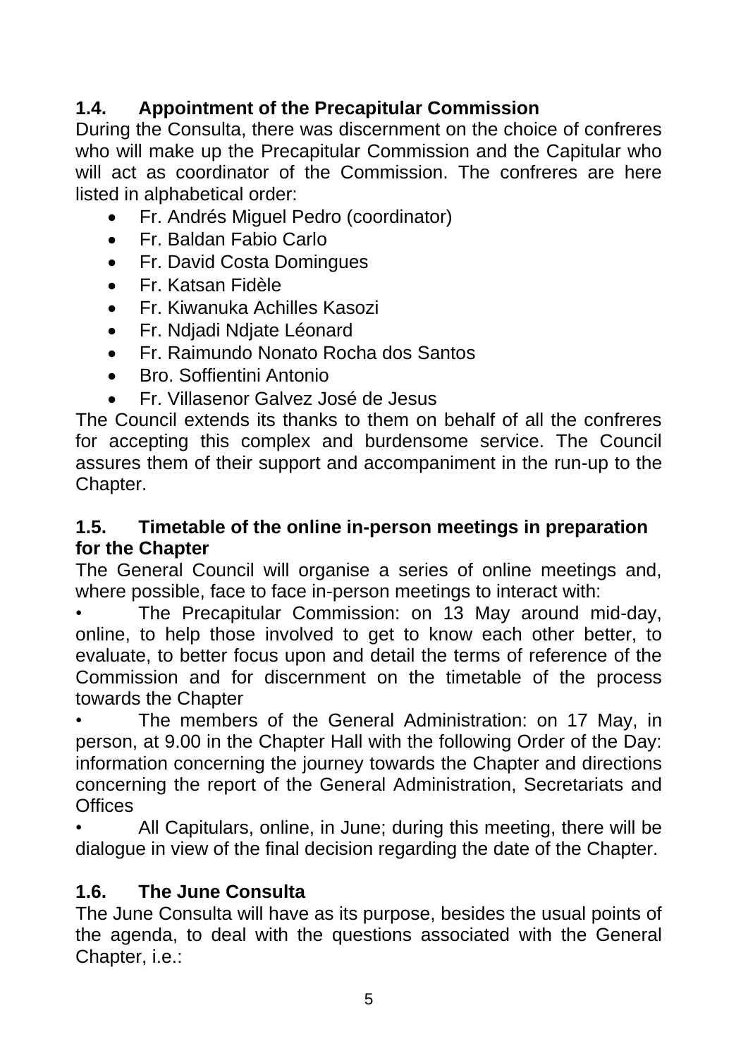## 1.4. Appointment of the Precapitular Commission

During the Consulta, there was discernment on the choice of confreres who will make up the Precapitular Commission and the Capitular who will act as coordinator of the Commission. The confreres are here listed in alphabetical order:

- Fr. Andrés Miguel Pedro (coordinator)
- Fr. Baldan Fabio Carlo
- Fr. David Costa Domingues
- Fr. Katsan Fidèle
- Fr. Kiwanuka Achilles Kasozi
- Fr. Ndjadi Ndjate Léonard
- Fr. Raimundo Nonato Rocha dos Santos
- Bro. Soffientini Antonio
- Fr. Villasenor Galvez José de Jesus

The Council extends its thanks to them on behalf of all the confreres for accepting this complex and burdensome service. The Council assures them of their support and accompaniment in the run-up to the Chapter.

## 1.5. Timetable of the online in-person meetings in preparation for the Chapter

The General Council will organise a series of online meetings and, where possible, face to face in-person meetings to interact with:

- The Precapitular Commission: on 13 May around mid-day, online, to help those involved to get to know each other better, to evaluate, to better focus upon and detail the terms of reference of the Commission and for discernment on the timetable of the process towards the Chapter
- The members of the General Administration: on 17 May, in person, at 9.00 in the Chapter Hall with the following Order of the Day: information concerning the journey towards the Chapter and directions concerning the report of the General Administration, Secretariats and Offices
- All Capitulars, online, in June; during this meeting, there will be dialogue in view of the final decision regarding the date of the Chapter.

## 1.6. The June Consulta

The June Consulta will have as its purpose, besides the usual points of the agenda, to deal with the questions associated with the General Chapter, i.e.: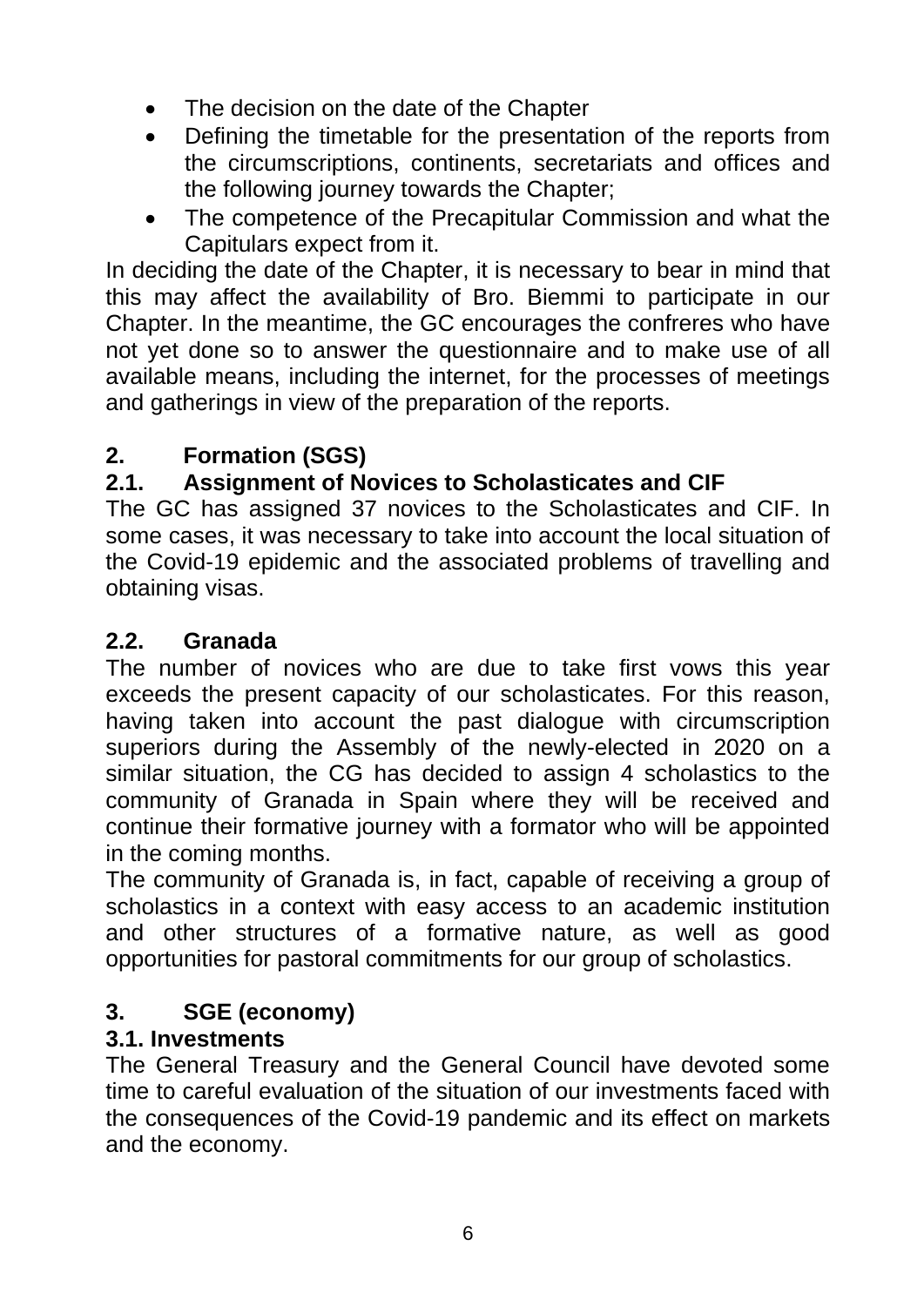- The decision on the date of the Chapter
- Defining the timetable for the presentation of the reports from the circumscriptions, continents, secretariats and offices and the following journey towards the Chapter;
- The competence of the Precapitular Commission and what the Capitulars expect from it.

In deciding the date of the Chapter, it is necessary to bear in mind that this may affect the availability of Bro. Biemmi to participate in our Chapter. In the meantime, the GC encourages the confreres who have not yet done so to answer the questionnaire and to make use of all available means, including the internet, for the processes of meetings and gatherings in view of the preparation of the reports.

## 2. Formation (SGS)

### 2.1. Assignment of Novices to Scholasticates and CIF

The GC has assigned 37 novices to the Scholasticates and CIF. In some cases, it was necessary to take into account the local situation of the Covid-19 epidemic and the associated problems of travelling and obtaining visas.

### 2.2. Granada

The number of novices who are due to take first vows this year exceeds the present capacity of our scholasticates. For this reason, having taken into account the past dialogue with circumscription superiors during the Assembly of the newly-elected in 2020 on a similar situation, the CG has decided to assign 4 scholastics to the community of Granada in Spain where they will be received and continue their formative journey with a formator who will be appointed in the coming months.

The community of Granada is, in fact, capable of receiving a group of scholastics in a context with easy access to an academic institution and other structures of a formative nature, as well as good opportunities for pastoral commitments for our group of scholastics.

## 3. SGE (economy)

### 3.1. Investments

The General Treasury and the General Council have devoted some time to careful evaluation of the situation of our investments faced with the consequences of the Covid-19 pandemic and its effect on markets and the economy.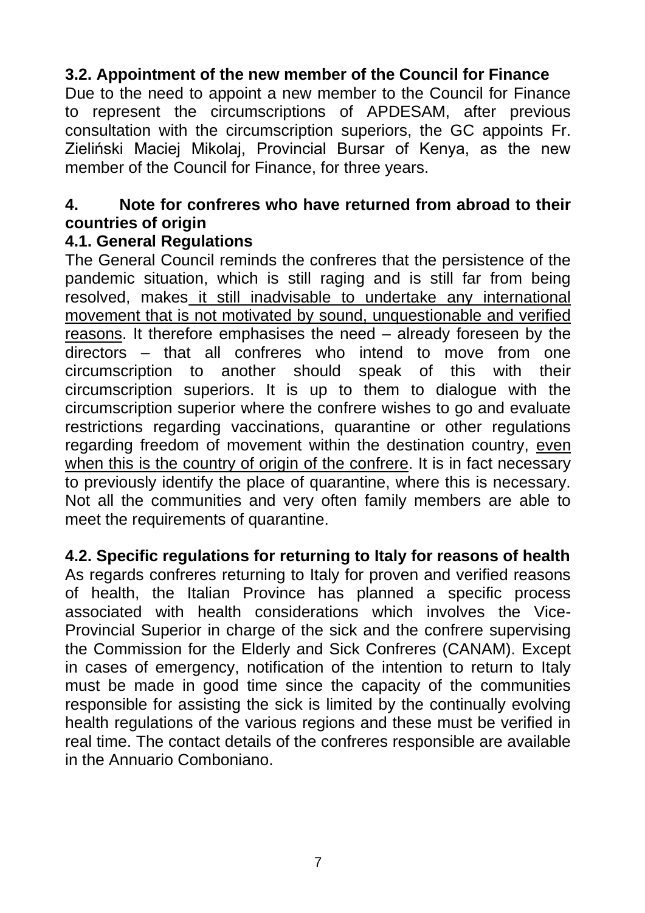### 3.2. Appointment of the new member of the Council for Finance

Due to the need to appoint a new member to the Council for Finance to represent the circumscriptions of APDESAM, after previous consultation with the circumscription superiors, the GC appoints Fr. Zieliński Maciej Mikolaj, Provincial Bursar of Kenya, as the new member of the Council for Finance, for three years.

## 4. Note for confreres who have returned from abroad to their countries of origin

### 4.1. General Regulations

The General Council reminds the confreres that the persistence of the pandemic situation, which is still raging and is still far from being resolved, makes it still inadvisable to undertake any international movement that is not motivated by sound, unquestionable and verified reasons. It therefore emphasises the need – already foreseen by the directors – that all confreres who intend to move from one circumscription to another should speak of this with their circumscription superiors. It is up to them to dialogue with the circumscription superior where the confrere wishes to go and evaluate restrictions regarding vaccinations, quarantine or other regulations regarding freedom of movement within the destination country, even when this is the country of origin of the confrere. It is in fact necessary to previously identify the place of quarantine, where this is necessary. Not all the communities and very often family members are able to meet the requirements of quarantine.

### 4.2. Specific regulations for returning to Italy for reasons of health

As regards confreres returning to Italy for proven and verified reasons of health, the Italian Province has planned a specific process associated with health considerations which involves the Vice-Provincial Superior in charge of the sick and the confrere supervising the Commission for the Elderly and Sick Confreres (CANAM). Except in cases of emergency, notification of the intention to return to Italy must be made in good time since the capacity of the communities responsible for assisting the sick is limited by the continually evolving health regulations of the various regions and these must be verified in real time. The contact details of the confreres responsible are available in the Annuario Comboniano.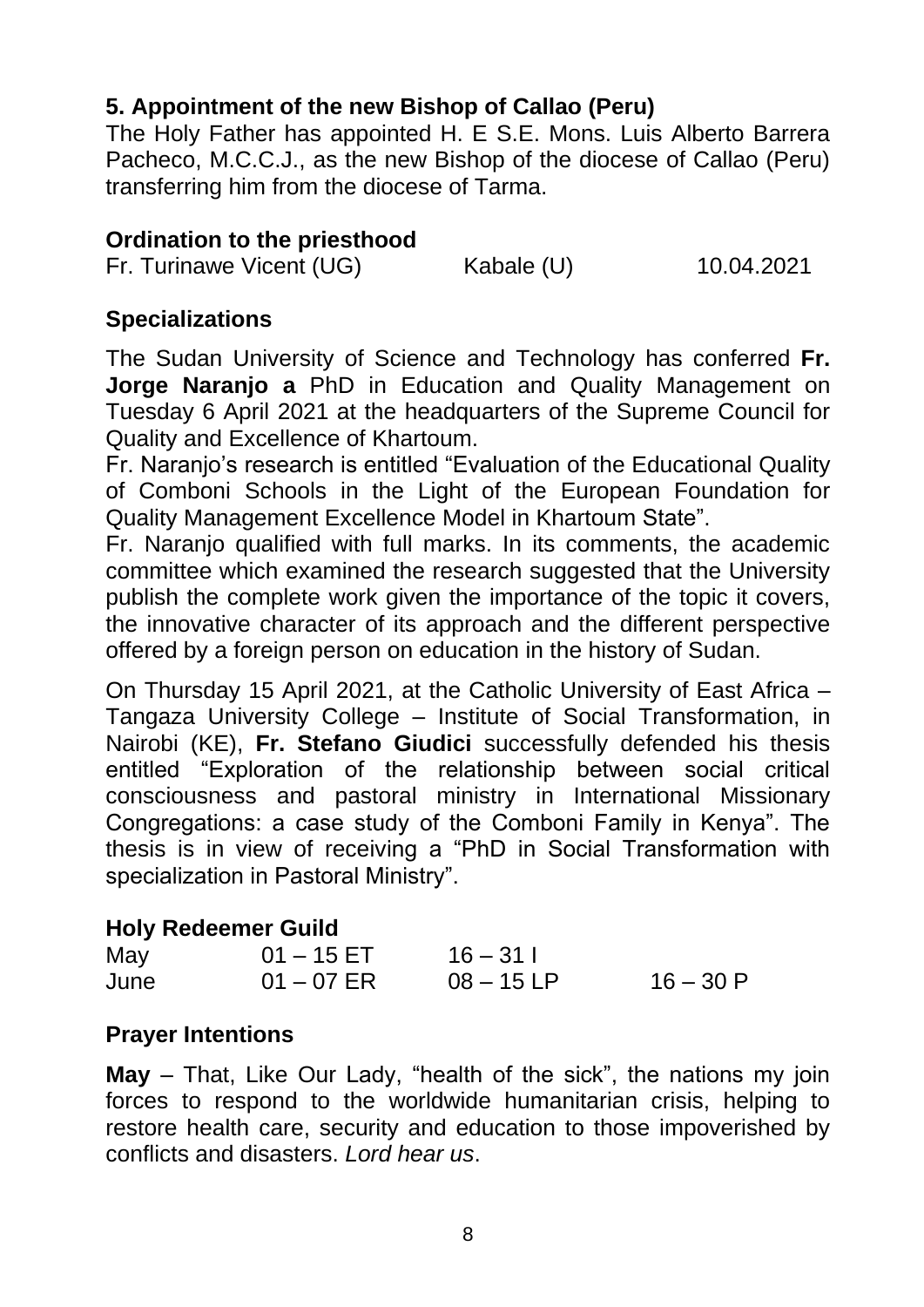## 5. Appointment of the new Bishop of Callao (Peru)

The Holy Father has appointed H. E S.E. Mons. Luis Alberto Barrera Pacheco, M.C.C.J., as the new Bishop of the diocese of Callao (Peru) transferring him from the diocese of Tarma.

### Ordination to the priesthood

| | | |
|---|---|---|
| Fr. Turinawe Vicent (UG) | Kabale (U) | 10.04.2021 |

### Specializations

The Sudan University of Science and Technology has conferred **Fr. Jorge Naranjo a** PhD in Education and Quality Management on Tuesday 6 April 2021 at the headquarters of the Supreme Council for Quality and Excellence of Khartoum.

Fr. Naranjo's research is entitled "Evaluation of the Educational Quality of Comboni Schools in the Light of the European Foundation for Quality Management Excellence Model in Khartoum State".

Fr. Naranjo qualified with full marks. In its comments, the academic committee which examined the research suggested that the University publish the complete work given the importance of the topic it covers, the innovative character of its approach and the different perspective offered by a foreign person on education in the history of Sudan.

On Thursday 15 April 2021, at the Catholic University of East Africa – Tangaza University College – Institute of Social Transformation, in Nairobi (KE), **Fr. Stefano Giudici** successfully defended his thesis entitled "Exploration of the relationship between social critical consciousness and pastoral ministry in International Missionary Congregations: a case study of the Comboni Family in Kenya". The thesis is in view of receiving a "PhD in Social Transformation with specialization in Pastoral Ministry".

### Holy Redeemer Guild

| | | | |
|---|---|---|---|
| May | 01 – 15 ET | 16 – 31 I | |
| June | 01 – 07 ER | 08 – 15 LP | 16 – 30 P |

### Prayer Intentions

**May** – That, Like Our Lady, "health of the sick", the nations my join forces to respond to the worldwide humanitarian crisis, helping to restore health care, security and education to those impoverished by conflicts and disasters. *Lord hear us*.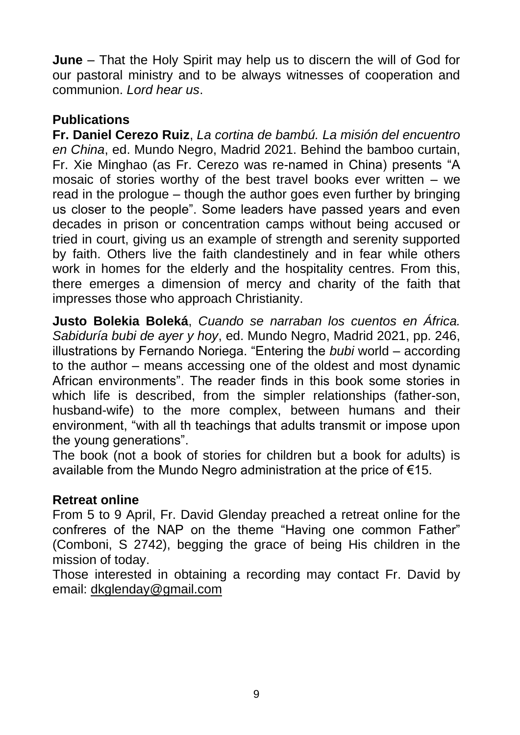**June** – That the Holy Spirit may help us to discern the will of God for our pastoral ministry and to be always witnesses of cooperation and communion. *Lord hear us*.

### Publications

**Fr. Daniel Cerezo Ruiz**, *La cortina de bambú. La misión del encuentro en China*, ed. Mundo Negro, Madrid 2021. Behind the bamboo curtain, Fr. Xie Minghao (as Fr. Cerezo was re-named in China) presents "A mosaic of stories worthy of the best travel books ever written – we read in the prologue – though the author goes even further by bringing us closer to the people". Some leaders have passed years and even decades in prison or concentration camps without being accused or tried in court, giving us an example of strength and serenity supported by faith. Others live the faith clandestinely and in fear while others work in homes for the elderly and the hospitality centres. From this, there emerges a dimension of mercy and charity of the faith that impresses those who approach Christianity.

**Justo Bolekia Boleká**, *Cuando se narraban los cuentos en África. Sabiduría bubi de ayer y hoy*, ed. Mundo Negro, Madrid 2021, pp. 246, illustrations by Fernando Noriega. "Entering the *bubi* world – according to the author – means accessing one of the oldest and most dynamic African environments". The reader finds in this book some stories in which life is described, from the simpler relationships (father-son, husband-wife) to the more complex, between humans and their environment, "with all th teachings that adults transmit or impose upon the young generations".
The book (not a book of stories for children but a book for adults) is available from the Mundo Negro administration at the price of €15.

### Retreat online

From 5 to 9 April, Fr. David Glenday preached a retreat online for the confreres of the NAP on the theme "Having one common Father" (Comboni, S 2742), begging the grace of being His children in the mission of today.
Those interested in obtaining a recording may contact Fr. David by email: dkglenday@gmail.com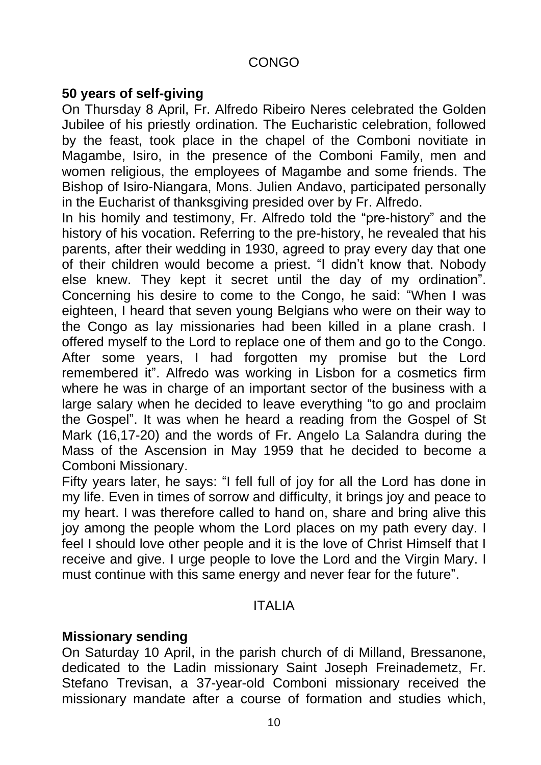## CONGO

### 50 years of self-giving

On Thursday 8 April, Fr. Alfredo Ribeiro Neres celebrated the Golden Jubilee of his priestly ordination. The Eucharistic celebration, followed by the feast, took place in the chapel of the Comboni novitiate in Magambe, Isiro, in the presence of the Comboni Family, men and women religious, the employees of Magambe and some friends. The Bishop of Isiro-Niangara, Mons. Julien Andavo, participated personally in the Eucharist of thanksgiving presided over by Fr. Alfredo.

In his homily and testimony, Fr. Alfredo told the "pre-history" and the history of his vocation. Referring to the pre-history, he revealed that his parents, after their wedding in 1930, agreed to pray every day that one of their children would become a priest. "I didn't know that. Nobody else knew. They kept it secret until the day of my ordination". Concerning his desire to come to the Congo, he said: "When I was eighteen, I heard that seven young Belgians who were on their way to the Congo as lay missionaries had been killed in a plane crash. I offered myself to the Lord to replace one of them and go to the Congo. After some years, I had forgotten my promise but the Lord remembered it". Alfredo was working in Lisbon for a cosmetics firm where he was in charge of an important sector of the business with a large salary when he decided to leave everything "to go and proclaim the Gospel". It was when he heard a reading from the Gospel of St Mark (16,17-20) and the words of Fr. Angelo La Salandra during the Mass of the Ascension in May 1959 that he decided to become a Comboni Missionary.

Fifty years later, he says: "I fell full of joy for all the Lord has done in my life. Even in times of sorrow and difficulty, it brings joy and peace to my heart. I was therefore called to hand on, share and bring alive this joy among the people whom the Lord places on my path every day. I feel I should love other people and it is the love of Christ Himself that I receive and give. I urge people to love the Lord and the Virgin Mary. I must continue with this same energy and never fear for the future".

## ITALIA

### Missionary sending

On Saturday 10 April, in the parish church of di Milland, Bressanone, dedicated to the Ladin missionary Saint Joseph Freinademetz, Fr. Stefano Trevisan, a 37-year-old Comboni missionary received the missionary mandate after a course of formation and studies which,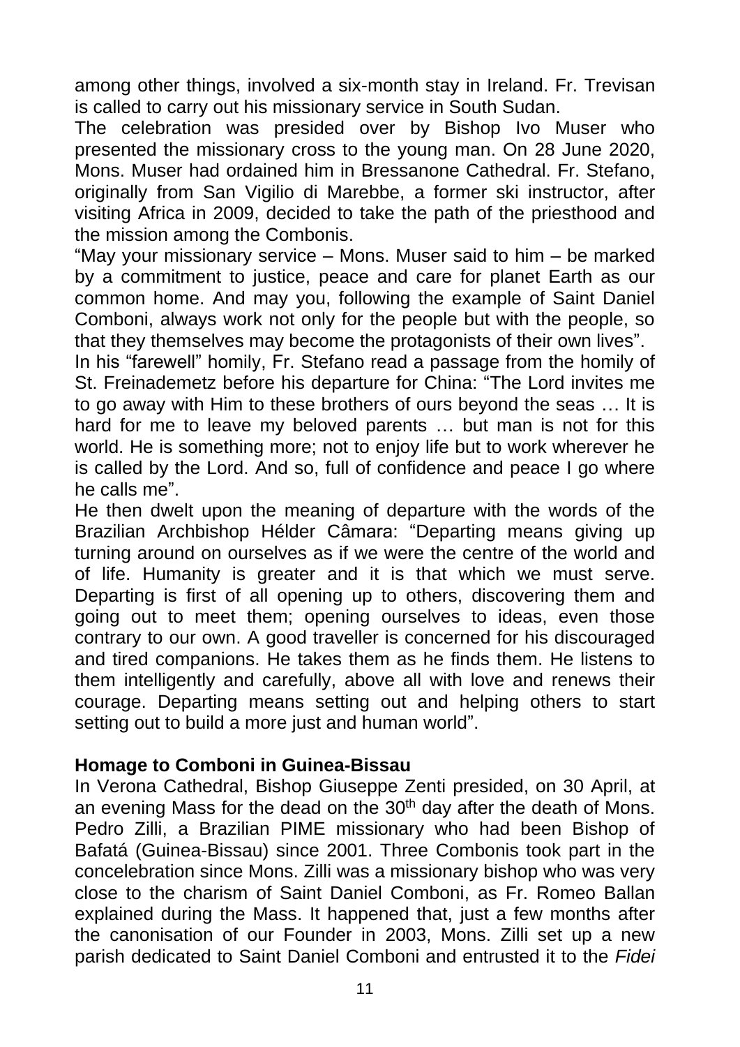among other things, involved a six-month stay in Ireland. Fr. Trevisan is called to carry out his missionary service in South Sudan.

The celebration was presided over by Bishop Ivo Muser who presented the missionary cross to the young man. On 28 June 2020, Mons. Muser had ordained him in Bressanone Cathedral. Fr. Stefano, originally from San Vigilio di Marebbe, a former ski instructor, after visiting Africa in 2009, decided to take the path of the priesthood and the mission among the Combonis.

"May your missionary service – Mons. Muser said to him – be marked by a commitment to justice, peace and care for planet Earth as our common home. And may you, following the example of Saint Daniel Comboni, always work not only for the people but with the people, so that they themselves may become the protagonists of their own lives".

In his "farewell" homily, Fr. Stefano read a passage from the homily of St. Freinademetz before his departure for China: "The Lord invites me to go away with Him to these brothers of ours beyond the seas … It is hard for me to leave my beloved parents … but man is not for this world. He is something more; not to enjoy life but to work wherever he is called by the Lord. And so, full of confidence and peace I go where he calls me".

He then dwelt upon the meaning of departure with the words of the Brazilian Archbishop Hélder Câmara: "Departing means giving up turning around on ourselves as if we were the centre of the world and of life. Humanity is greater and it is that which we must serve. Departing is first of all opening up to others, discovering them and going out to meet them; opening ourselves to ideas, even those contrary to our own. A good traveller is concerned for his discouraged and tired companions. He takes them as he finds them. He listens to them intelligently and carefully, above all with love and renews their courage. Departing means setting out and helping others to start setting out to build a more just and human world".

**Homage to Comboni in Guinea-Bissau**

In Verona Cathedral, Bishop Giuseppe Zenti presided, on 30 April, at an evening Mass for the dead on the 30th day after the death of Mons. Pedro Zilli, a Brazilian PIME missionary who had been Bishop of Bafatá (Guinea-Bissau) since 2001. Three Combonis took part in the concelebration since Mons. Zilli was a missionary bishop who was very close to the charism of Saint Daniel Comboni, as Fr. Romeo Ballan explained during the Mass. It happened that, just a few months after the canonisation of our Founder in 2003, Mons. Zilli set up a new parish dedicated to Saint Daniel Comboni and entrusted it to the *Fidei*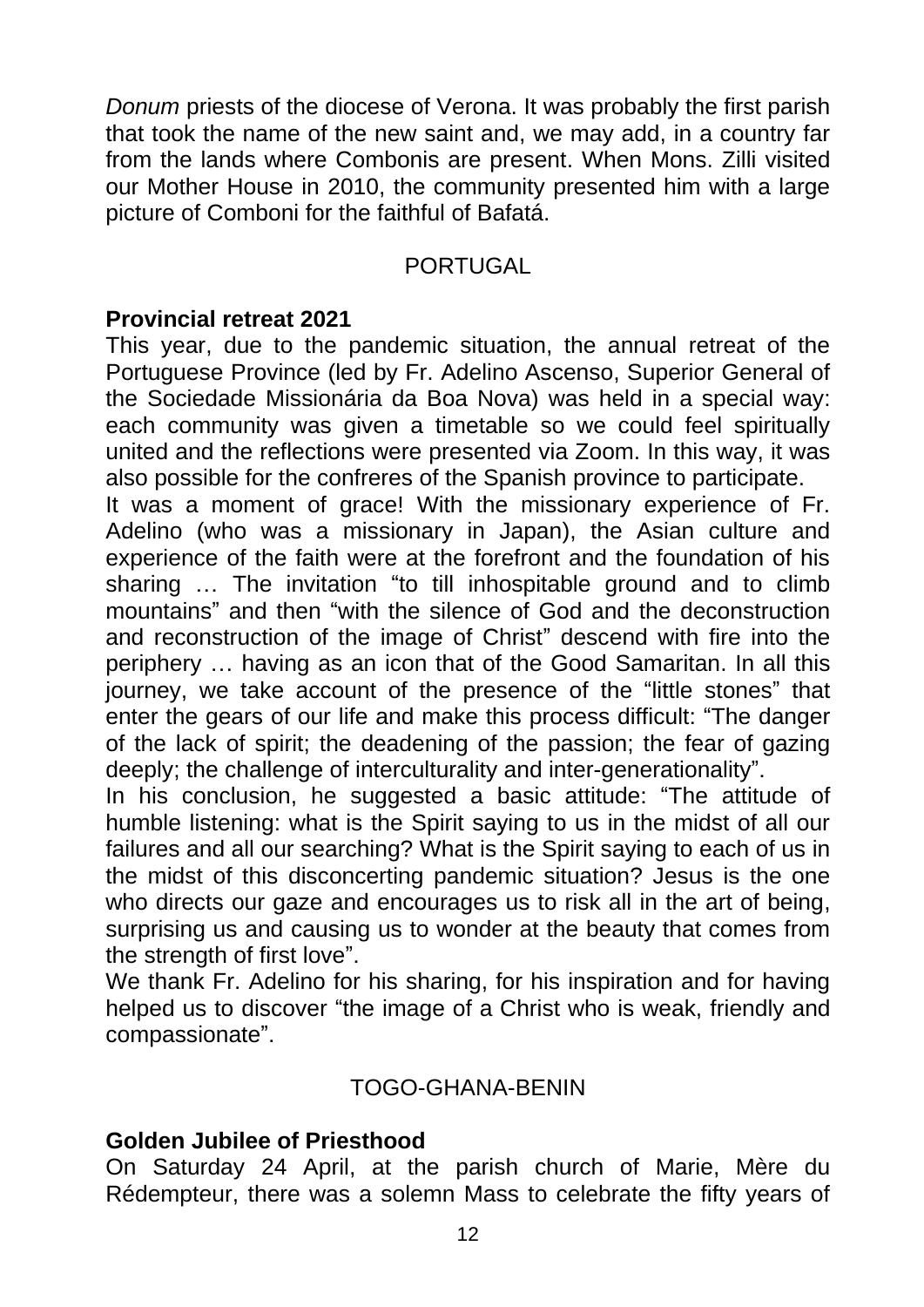*Donum* priests of the diocese of Verona. It was probably the first parish that took the name of the new saint and, we may add, in a country far from the lands where Combonis are present. When Mons. Zilli visited our Mother House in 2010, the community presented him with a large picture of Comboni for the faithful of Bafatá.

## PORTUGAL

### Provincial retreat 2021

This year, due to the pandemic situation, the annual retreat of the Portuguese Province (led by Fr. Adelino Ascenso, Superior General of the Sociedade Missionária da Boa Nova) was held in a special way: each community was given a timetable so we could feel spiritually united and the reflections were presented via Zoom. In this way, it was also possible for the confreres of the Spanish province to participate.

It was a moment of grace! With the missionary experience of Fr. Adelino (who was a missionary in Japan), the Asian culture and experience of the faith were at the forefront and the foundation of his sharing … The invitation "to till inhospitable ground and to climb mountains" and then "with the silence of God and the deconstruction and reconstruction of the image of Christ" descend with fire into the periphery … having as an icon that of the Good Samaritan. In all this journey, we take account of the presence of the "little stones" that enter the gears of our life and make this process difficult: "The danger of the lack of spirit; the deadening of the passion; the fear of gazing deeply; the challenge of interculturality and inter-generationality".

In his conclusion, he suggested a basic attitude: "The attitude of humble listening: what is the Spirit saying to us in the midst of all our failures and all our searching? What is the Spirit saying to each of us in the midst of this disconcerting pandemic situation? Jesus is the one who directs our gaze and encourages us to risk all in the art of being, surprising us and causing us to wonder at the beauty that comes from the strength of first love".

We thank Fr. Adelino for his sharing, for his inspiration and for having helped us to discover "the image of a Christ who is weak, friendly and compassionate".

## TOGO-GHANA-BENIN

### Golden Jubilee of Priesthood

On Saturday 24 April, at the parish church of Marie, Mère du Rédempteur, there was a solemn Mass to celebrate the fifty years of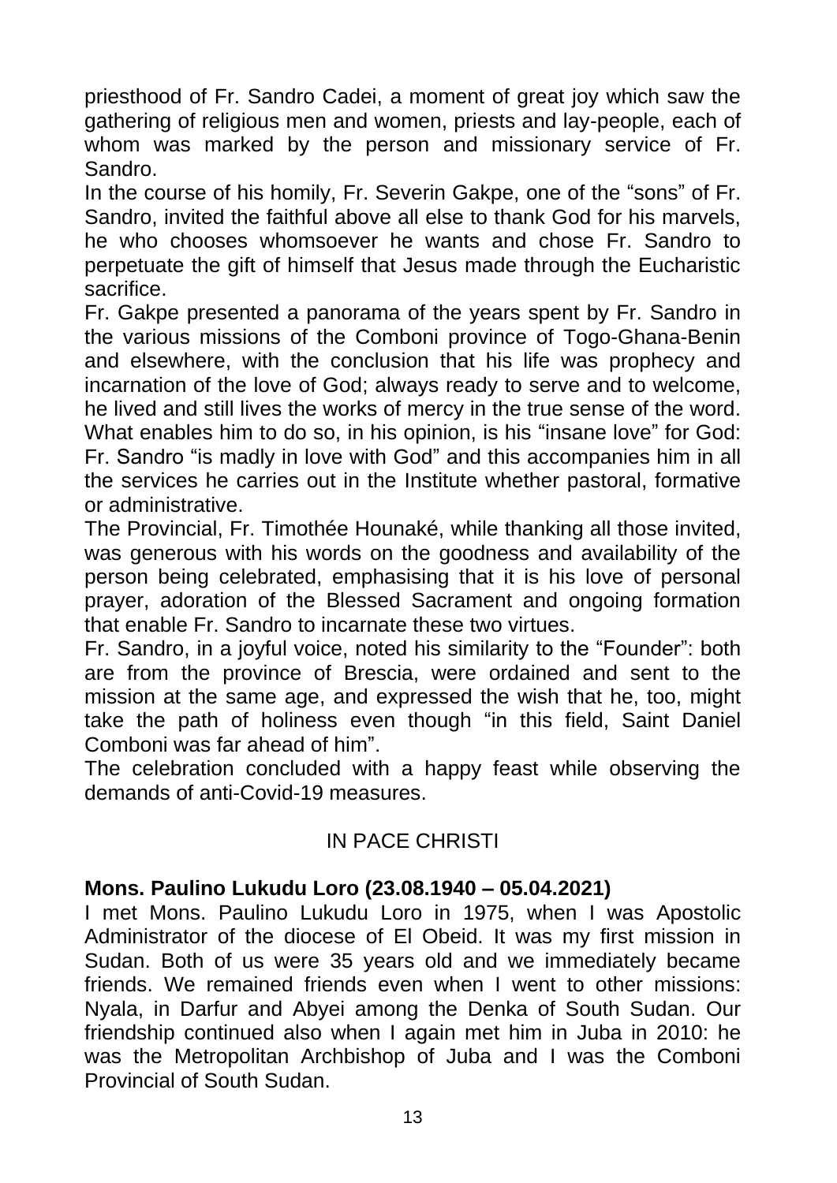priesthood of Fr. Sandro Cadei, a moment of great joy which saw the gathering of religious men and women, priests and lay-people, each of whom was marked by the person and missionary service of Fr. Sandro.

In the course of his homily, Fr. Severin Gakpe, one of the "sons" of Fr. Sandro, invited the faithful above all else to thank God for his marvels, he who chooses whomsoever he wants and chose Fr. Sandro to perpetuate the gift of himself that Jesus made through the Eucharistic sacrifice.

Fr. Gakpe presented a panorama of the years spent by Fr. Sandro in the various missions of the Comboni province of Togo-Ghana-Benin and elsewhere, with the conclusion that his life was prophecy and incarnation of the love of God; always ready to serve and to welcome, he lived and still lives the works of mercy in the true sense of the word. What enables him to do so, in his opinion, is his "insane love" for God: Fr. Sandro "is madly in love with God" and this accompanies him in all the services he carries out in the Institute whether pastoral, formative or administrative.

The Provincial, Fr. Timothée Hounaké, while thanking all those invited, was generous with his words on the goodness and availability of the person being celebrated, emphasising that it is his love of personal prayer, adoration of the Blessed Sacrament and ongoing formation that enable Fr. Sandro to incarnate these two virtues.

Fr. Sandro, in a joyful voice, noted his similarity to the "Founder": both are from the province of Brescia, were ordained and sent to the mission at the same age, and expressed the wish that he, too, might take the path of holiness even though "in this field, Saint Daniel Comboni was far ahead of him".

The celebration concluded with a happy feast while observing the demands of anti-Covid-19 measures.

## IN PACE CHRISTI

**Mons. Paulino Lukudu Loro (23.08.1940 – 05.04.2021)**

I met Mons. Paulino Lukudu Loro in 1975, when I was Apostolic Administrator of the diocese of El Obeid. It was my first mission in Sudan. Both of us were 35 years old and we immediately became friends. We remained friends even when I went to other missions: Nyala, in Darfur and Abyei among the Denka of South Sudan. Our friendship continued also when I again met him in Juba in 2010: he was the Metropolitan Archbishop of Juba and I was the Comboni Provincial of South Sudan.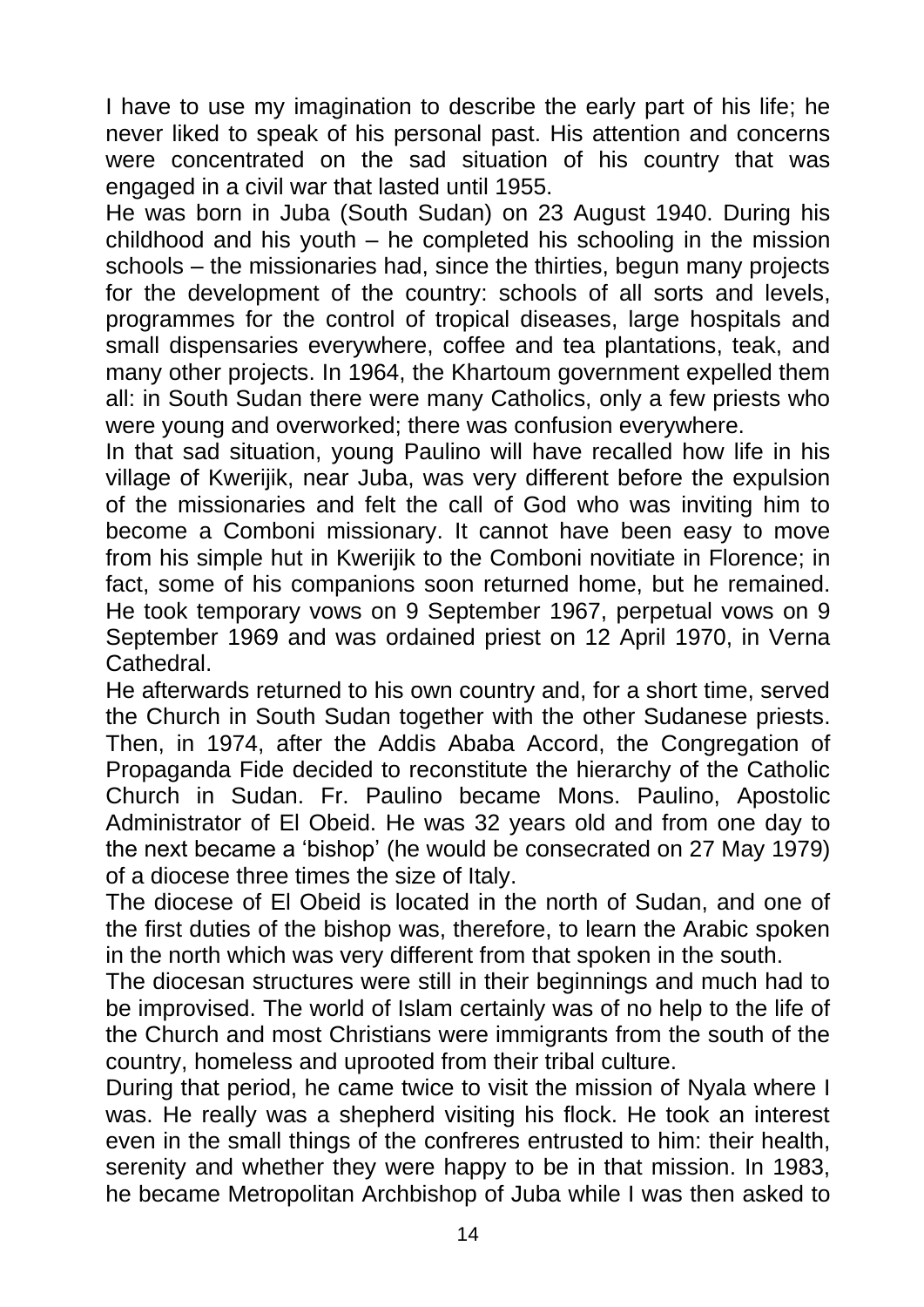I have to use my imagination to describe the early part of his life; he never liked to speak of his personal past. His attention and concerns were concentrated on the sad situation of his country that was engaged in a civil war that lasted until 1955.

He was born in Juba (South Sudan) on 23 August 1940. During his childhood and his youth – he completed his schooling in the mission schools – the missionaries had, since the thirties, begun many projects for the development of the country: schools of all sorts and levels, programmes for the control of tropical diseases, large hospitals and small dispensaries everywhere, coffee and tea plantations, teak, and many other projects. In 1964, the Khartoum government expelled them all: in South Sudan there were many Catholics, only a few priests who were young and overworked; there was confusion everywhere.

In that sad situation, young Paulino will have recalled how life in his village of Kwerijik, near Juba, was very different before the expulsion of the missionaries and felt the call of God who was inviting him to become a Comboni missionary. It cannot have been easy to move from his simple hut in Kwerijik to the Comboni novitiate in Florence; in fact, some of his companions soon returned home, but he remained. He took temporary vows on 9 September 1967, perpetual vows on 9 September 1969 and was ordained priest on 12 April 1970, in Verna Cathedral.

He afterwards returned to his own country and, for a short time, served the Church in South Sudan together with the other Sudanese priests. Then, in 1974, after the Addis Ababa Accord, the Congregation of Propaganda Fide decided to reconstitute the hierarchy of the Catholic Church in Sudan. Fr. Paulino became Mons. Paulino, Apostolic Administrator of El Obeid. He was 32 years old and from one day to the next became a 'bishop' (he would be consecrated on 27 May 1979) of a diocese three times the size of Italy.

The diocese of El Obeid is located in the north of Sudan, and one of the first duties of the bishop was, therefore, to learn the Arabic spoken in the north which was very different from that spoken in the south.

The diocesan structures were still in their beginnings and much had to be improvised. The world of Islam certainly was of no help to the life of the Church and most Christians were immigrants from the south of the country, homeless and uprooted from their tribal culture.

During that period, he came twice to visit the mission of Nyala where I was. He really was a shepherd visiting his flock. He took an interest even in the small things of the confreres entrusted to him: their health, serenity and whether they were happy to be in that mission. In 1983, he became Metropolitan Archbishop of Juba while I was then asked to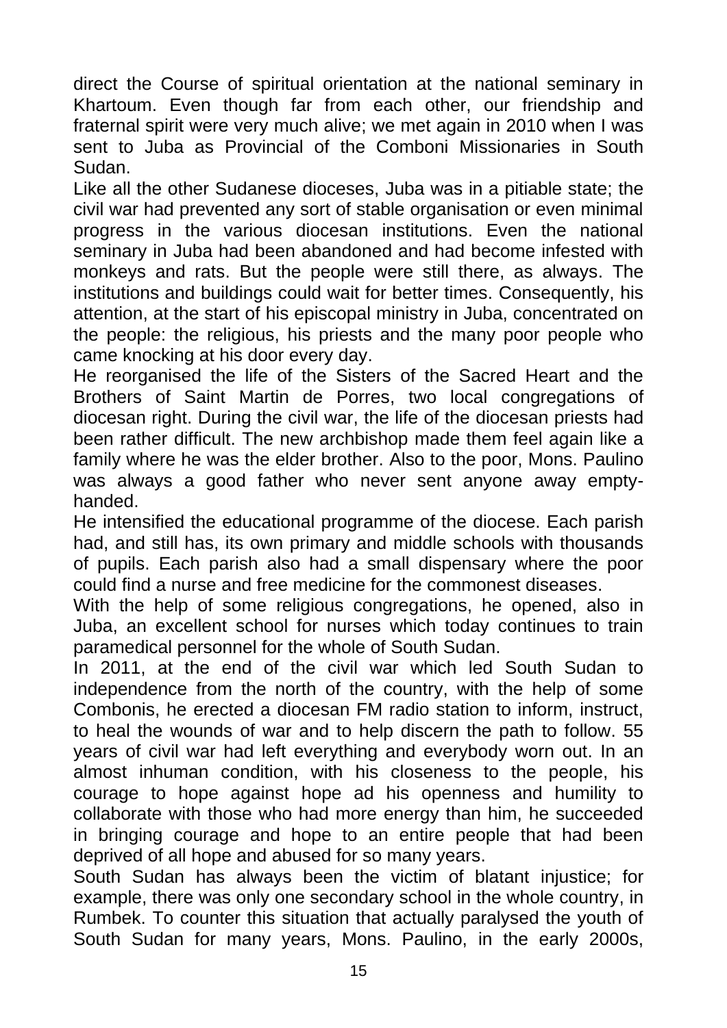direct the Course of spiritual orientation at the national seminary in Khartoum. Even though far from each other, our friendship and fraternal spirit were very much alive; we met again in 2010 when I was sent to Juba as Provincial of the Comboni Missionaries in South Sudan.

Like all the other Sudanese dioceses, Juba was in a pitiable state; the civil war had prevented any sort of stable organisation or even minimal progress in the various diocesan institutions. Even the national seminary in Juba had been abandoned and had become infested with monkeys and rats. But the people were still there, as always. The institutions and buildings could wait for better times. Consequently, his attention, at the start of his episcopal ministry in Juba, concentrated on the people: the religious, his priests and the many poor people who came knocking at his door every day.

He reorganised the life of the Sisters of the Sacred Heart and the Brothers of Saint Martin de Porres, two local congregations of diocesan right. During the civil war, the life of the diocesan priests had been rather difficult. The new archbishop made them feel again like a family where he was the elder brother. Also to the poor, Mons. Paulino was always a good father who never sent anyone away empty-handed.

He intensified the educational programme of the diocese. Each parish had, and still has, its own primary and middle schools with thousands of pupils. Each parish also had a small dispensary where the poor could find a nurse and free medicine for the commonest diseases.

With the help of some religious congregations, he opened, also in Juba, an excellent school for nurses which today continues to train paramedical personnel for the whole of South Sudan.

In 2011, at the end of the civil war which led South Sudan to independence from the north of the country, with the help of some Combonis, he erected a diocesan FM radio station to inform, instruct, to heal the wounds of war and to help discern the path to follow. 55 years of civil war had left everything and everybody worn out. In an almost inhuman condition, with his closeness to the people, his courage to hope against hope ad his openness and humility to collaborate with those who had more energy than him, he succeeded in bringing courage and hope to an entire people that had been deprived of all hope and abused for so many years.

South Sudan has always been the victim of blatant injustice; for example, there was only one secondary school in the whole country, in Rumbek. To counter this situation that actually paralysed the youth of South Sudan for many years, Mons. Paulino, in the early 2000s,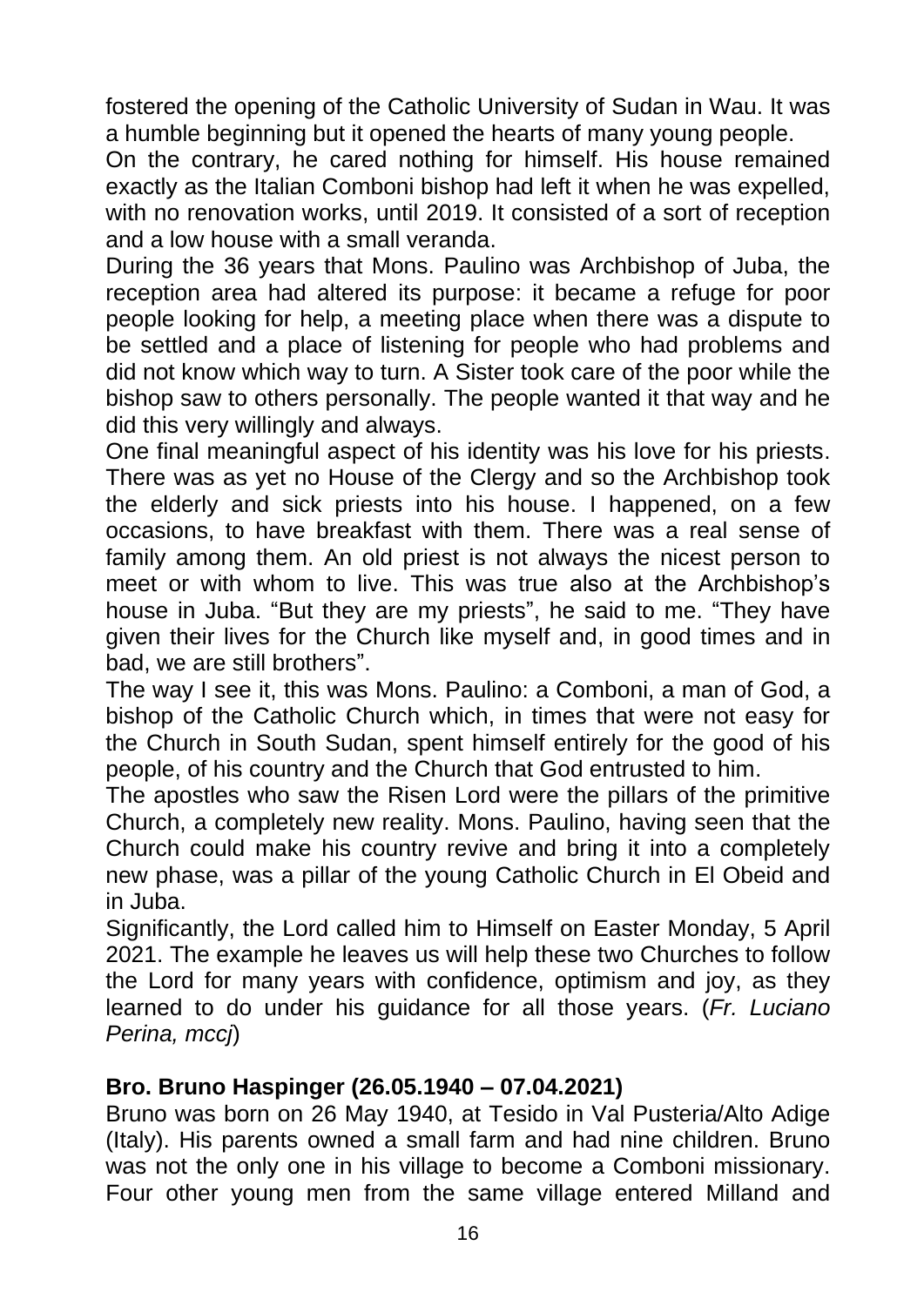fostered the opening of the Catholic University of Sudan in Wau. It was a humble beginning but it opened the hearts of many young people.

On the contrary, he cared nothing for himself. His house remained exactly as the Italian Comboni bishop had left it when he was expelled, with no renovation works, until 2019. It consisted of a sort of reception and a low house with a small veranda.

During the 36 years that Mons. Paulino was Archbishop of Juba, the reception area had altered its purpose: it became a refuge for poor people looking for help, a meeting place when there was a dispute to be settled and a place of listening for people who had problems and did not know which way to turn. A Sister took care of the poor while the bishop saw to others personally. The people wanted it that way and he did this very willingly and always.

One final meaningful aspect of his identity was his love for his priests. There was as yet no House of the Clergy and so the Archbishop took the elderly and sick priests into his house. I happened, on a few occasions, to have breakfast with them. There was a real sense of family among them. An old priest is not always the nicest person to meet or with whom to live. This was true also at the Archbishop's house in Juba. "But they are my priests", he said to me. "They have given their lives for the Church like myself and, in good times and in bad, we are still brothers".

The way I see it, this was Mons. Paulino: a Comboni, a man of God, a bishop of the Catholic Church which, in times that were not easy for the Church in South Sudan, spent himself entirely for the good of his people, of his country and the Church that God entrusted to him.

The apostles who saw the Risen Lord were the pillars of the primitive Church, a completely new reality. Mons. Paulino, having seen that the Church could make his country revive and bring it into a completely new phase, was a pillar of the young Catholic Church in El Obeid and in Juba.

Significantly, the Lord called him to Himself on Easter Monday, 5 April 2021. The example he leaves us will help these two Churches to follow the Lord for many years with confidence, optimism and joy, as they learned to do under his guidance for all those years. (*Fr. Luciano Perina, mccj*)

**Bro. Bruno Haspinger (26.05.1940 – 07.04.2021)**

Bruno was born on 26 May 1940, at Tesido in Val Pusteria/Alto Adige (Italy). His parents owned a small farm and had nine children. Bruno was not the only one in his village to become a Comboni missionary. Four other young men from the same village entered Milland and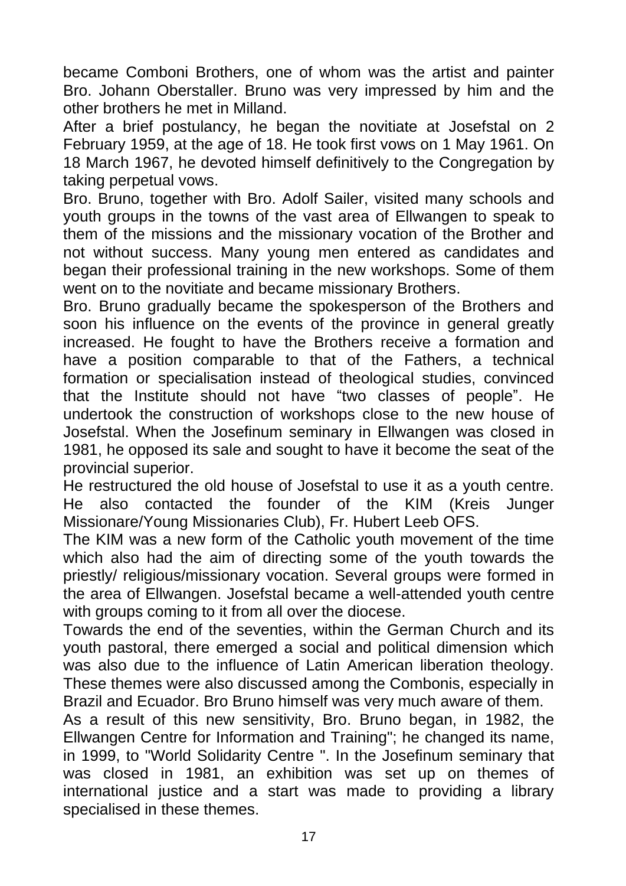became Comboni Brothers, one of whom was the artist and painter Bro. Johann Oberstaller. Bruno was very impressed by him and the other brothers he met in Milland.

After a brief postulancy, he began the novitiate at Josefstal on 2 February 1959, at the age of 18. He took first vows on 1 May 1961. On 18 March 1967, he devoted himself definitively to the Congregation by taking perpetual vows.

Bro. Bruno, together with Bro. Adolf Sailer, visited many schools and youth groups in the towns of the vast area of Ellwangen to speak to them of the missions and the missionary vocation of the Brother and not without success. Many young men entered as candidates and began their professional training in the new workshops. Some of them went on to the novitiate and became missionary Brothers.

Bro. Bruno gradually became the spokesperson of the Brothers and soon his influence on the events of the province in general greatly increased. He fought to have the Brothers receive a formation and have a position comparable to that of the Fathers, a technical formation or specialisation instead of theological studies, convinced that the Institute should not have "two classes of people". He undertook the construction of workshops close to the new house of Josefstal. When the Josefinum seminary in Ellwangen was closed in 1981, he opposed its sale and sought to have it become the seat of the provincial superior.

He restructured the old house of Josefstal to use it as a youth centre. He also contacted the founder of the KIM (Kreis Junger Missionare/Young Missionaries Club), Fr. Hubert Leeb OFS.

The KIM was a new form of the Catholic youth movement of the time which also had the aim of directing some of the youth towards the priestly/ religious/missionary vocation. Several groups were formed in the area of Ellwangen. Josefstal became a well-attended youth centre with groups coming to it from all over the diocese.

Towards the end of the seventies, within the German Church and its youth pastoral, there emerged a social and political dimension which was also due to the influence of Latin American liberation theology. These themes were also discussed among the Combonis, especially in Brazil and Ecuador. Bro Bruno himself was very much aware of them.

As a result of this new sensitivity, Bro. Bruno began, in 1982, the Ellwangen Centre for Information and Training"; he changed its name, in 1999, to "World Solidarity Centre ". In the Josefinum seminary that was closed in 1981, an exhibition was set up on themes of international justice and a start was made to providing a library specialised in these themes.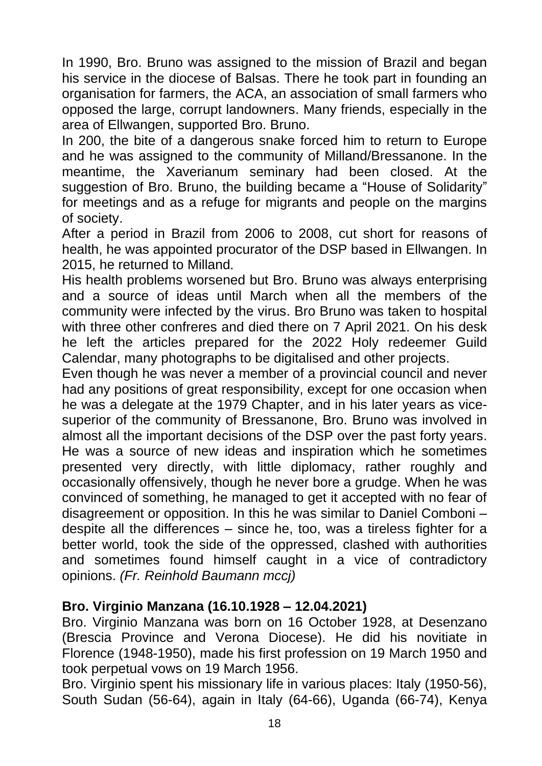In 1990, Bro. Bruno was assigned to the mission of Brazil and began his service in the diocese of Balsas. There he took part in founding an organisation for farmers, the ACA, an association of small farmers who opposed the large, corrupt landowners. Many friends, especially in the area of Ellwangen, supported Bro. Bruno.

In 200, the bite of a dangerous snake forced him to return to Europe and he was assigned to the community of Milland/Bressanone. In the meantime, the Xaverianum seminary had been closed. At the suggestion of Bro. Bruno, the building became a "House of Solidarity" for meetings and as a refuge for migrants and people on the margins of society.

After a period in Brazil from 2006 to 2008, cut short for reasons of health, he was appointed procurator of the DSP based in Ellwangen. In 2015, he returned to Milland.

His health problems worsened but Bro. Bruno was always enterprising and a source of ideas until March when all the members of the community were infected by the virus. Bro Bruno was taken to hospital with three other confreres and died there on 7 April 2021. On his desk he left the articles prepared for the 2022 Holy redeemer Guild Calendar, many photographs to be digitalised and other projects.

Even though he was never a member of a provincial council and never had any positions of great responsibility, except for one occasion when he was a delegate at the 1979 Chapter, and in his later years as vice-superior of the community of Bressanone, Bro. Bruno was involved in almost all the important decisions of the DSP over the past forty years. He was a source of new ideas and inspiration which he sometimes presented very directly, with little diplomacy, rather roughly and occasionally offensively, though he never bore a grudge. When he was convinced of something, he managed to get it accepted with no fear of disagreement or opposition. In this he was similar to Daniel Comboni – despite all the differences – since he, too, was a tireless fighter for a better world, took the side of the oppressed, clashed with authorities and sometimes found himself caught in a vice of contradictory opinions. *(Fr. Reinhold Baumann mccj)*

**Bro. Virginio Manzana (16.10.1928 – 12.04.2021)**

Bro. Virginio Manzana was born on 16 October 1928, at Desenzano (Brescia Province and Verona Diocese). He did his novitiate in Florence (1948-1950), made his first profession on 19 March 1950 and took perpetual vows on 19 March 1956.

Bro. Virginio spent his missionary life in various places: Italy (1950-56), South Sudan (56-64), again in Italy (64-66), Uganda (66-74), Kenya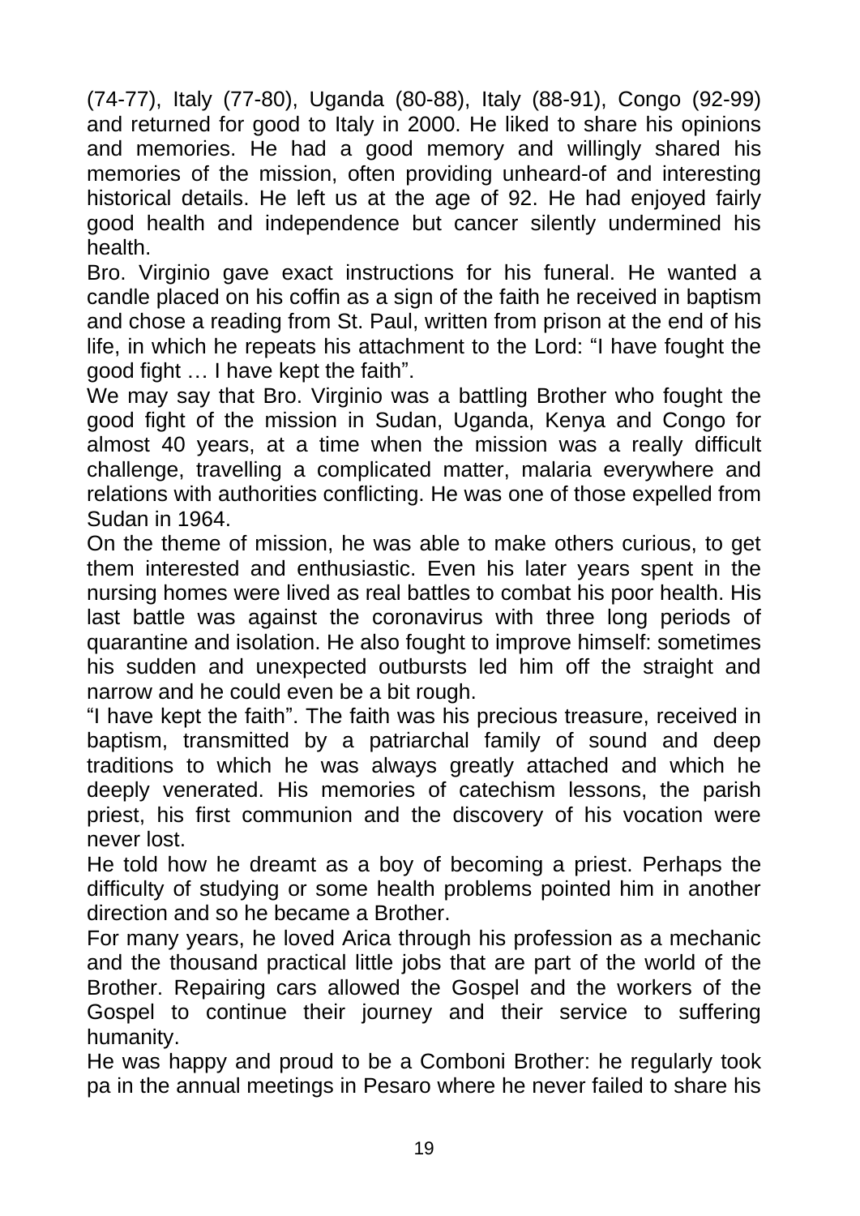(74-77), Italy (77-80), Uganda (80-88), Italy (88-91), Congo (92-99) and returned for good to Italy in 2000. He liked to share his opinions and memories. He had a good memory and willingly shared his memories of the mission, often providing unheard-of and interesting historical details. He left us at the age of 92. He had enjoyed fairly good health and independence but cancer silently undermined his health.

Bro. Virginio gave exact instructions for his funeral. He wanted a candle placed on his coffin as a sign of the faith he received in baptism and chose a reading from St. Paul, written from prison at the end of his life, in which he repeats his attachment to the Lord: "I have fought the good fight … I have kept the faith".

We may say that Bro. Virginio was a battling Brother who fought the good fight of the mission in Sudan, Uganda, Kenya and Congo for almost 40 years, at a time when the mission was a really difficult challenge, travelling a complicated matter, malaria everywhere and relations with authorities conflicting. He was one of those expelled from Sudan in 1964.

On the theme of mission, he was able to make others curious, to get them interested and enthusiastic. Even his later years spent in the nursing homes were lived as real battles to combat his poor health. His last battle was against the coronavirus with three long periods of quarantine and isolation. He also fought to improve himself: sometimes his sudden and unexpected outbursts led him off the straight and narrow and he could even be a bit rough.

"I have kept the faith". The faith was his precious treasure, received in baptism, transmitted by a patriarchal family of sound and deep traditions to which he was always greatly attached and which he deeply venerated. His memories of catechism lessons, the parish priest, his first communion and the discovery of his vocation were never lost.

He told how he dreamt as a boy of becoming a priest. Perhaps the difficulty of studying or some health problems pointed him in another direction and so he became a Brother.

For many years, he loved Arica through his profession as a mechanic and the thousand practical little jobs that are part of the world of the Brother. Repairing cars allowed the Gospel and the workers of the Gospel to continue their journey and their service to suffering humanity.

He was happy and proud to be a Comboni Brother: he regularly took pa in the annual meetings in Pesaro where he never failed to share his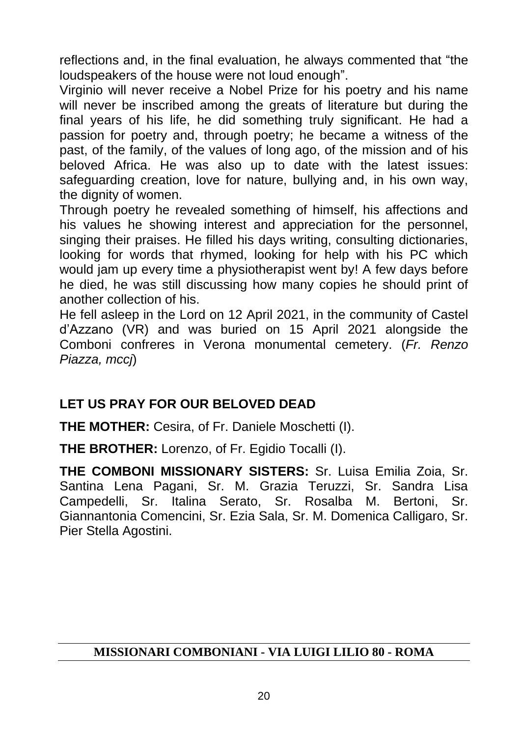reflections and, in the final evaluation, he always commented that "the loudspeakers of the house were not loud enough".

Virginio will never receive a Nobel Prize for his poetry and his name will never be inscribed among the greats of literature but during the final years of his life, he did something truly significant. He had a passion for poetry and, through poetry; he became a witness of the past, of the family, of the values of long ago, of the mission and of his beloved Africa. He was also up to date with the latest issues: safeguarding creation, love for nature, bullying and, in his own way, the dignity of women.

Through poetry he revealed something of himself, his affections and his values he showing interest and appreciation for the personnel, singing their praises. He filled his days writing, consulting dictionaries, looking for words that rhymed, looking for help with his PC which would jam up every time a physiotherapist went by! A few days before he died, he was still discussing how many copies he should print of another collection of his.

He fell asleep in the Lord on 12 April 2021, in the community of Castel d'Azzano (VR) and was buried on 15 April 2021 alongside the Comboni confreres in Verona monumental cemetery. (*Fr. Renzo Piazza, mccj*)

## LET US PRAY FOR OUR BELOVED DEAD

**THE MOTHER:** Cesira, of Fr. Daniele Moschetti (I).

**THE BROTHER:** Lorenzo, of Fr. Egidio Tocalli (I).

**THE COMBONI MISSIONARY SISTERS:** Sr. Luisa Emilia Zoia, Sr. Santina Lena Pagani, Sr. M. Grazia Teruzzi, Sr. Sandra Lisa Campedelli, Sr. Italina Serato, Sr. Rosalba M. Bertoni, Sr. Giannantonia Comencini, Sr. Ezia Sala, Sr. M. Domenica Calligaro, Sr. Pier Stella Agostini.

**MISSIONARI COMBONIANI - VIA LUIGI LILIO 80 - ROMA**